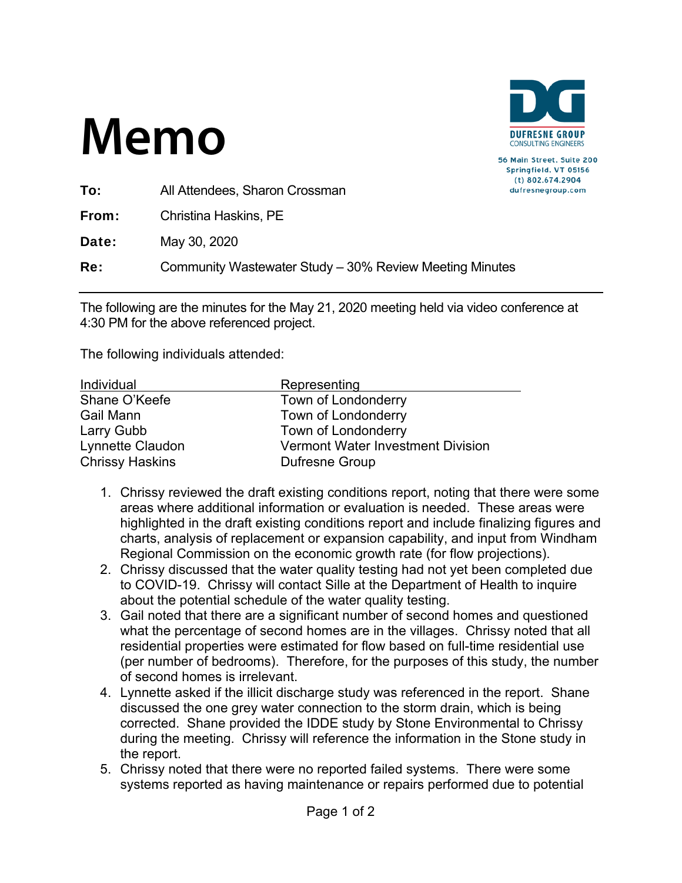# Memo

DUFRESNE GROUP
CONSULTING ENGINEERS

56 Main Street, Suite 200
Springfield, VT 05156
(t) 802.674.2904
dufresnegroup.com

**To:** All Attendees, Sharon Crossman

**From:** Christina Haskins, PE

**Date:** May 30, 2020

**Re:** Community Wastewater Study – 30% Review Meeting Minutes

---

The following are the minutes for the May 21, 2020 meeting held via video conference at 4:30 PM for the above referenced project.

The following individuals attended:

| Individual | Representing |
|---|---|
| Shane O'Keefe | Town of Londonderry |
| Gail Mann | Town of Londonderry |
| Larry Gubb | Town of Londonderry |
| Lynnette Claudon | Vermont Water Investment Division |
| Chrissy Haskins | Dufresne Group |

1. Chrissy reviewed the draft existing conditions report, noting that there were some areas where additional information or evaluation is needed. These areas were highlighted in the draft existing conditions report and include finalizing figures and charts, analysis of replacement or expansion capability, and input from Windham Regional Commission on the economic growth rate (for flow projections).
2. Chrissy discussed that the water quality testing had not yet been completed due to COVID-19. Chrissy will contact Sille at the Department of Health to inquire about the potential schedule of the water quality testing.
3. Gail noted that there are a significant number of second homes and questioned what the percentage of second homes are in the villages. Chrissy noted that all residential properties were estimated for flow based on full-time residential use (per number of bedrooms). Therefore, for the purposes of this study, the number of second homes is irrelevant.
4. Lynnette asked if the illicit discharge study was referenced in the report. Shane discussed the one grey water connection to the storm drain, which is being corrected. Shane provided the IDDE study by Stone Environmental to Chrissy during the meeting. Chrissy will reference the information in the Stone study in the report.
5. Chrissy noted that there were no reported failed systems. There were some systems reported as having maintenance or repairs performed due to potential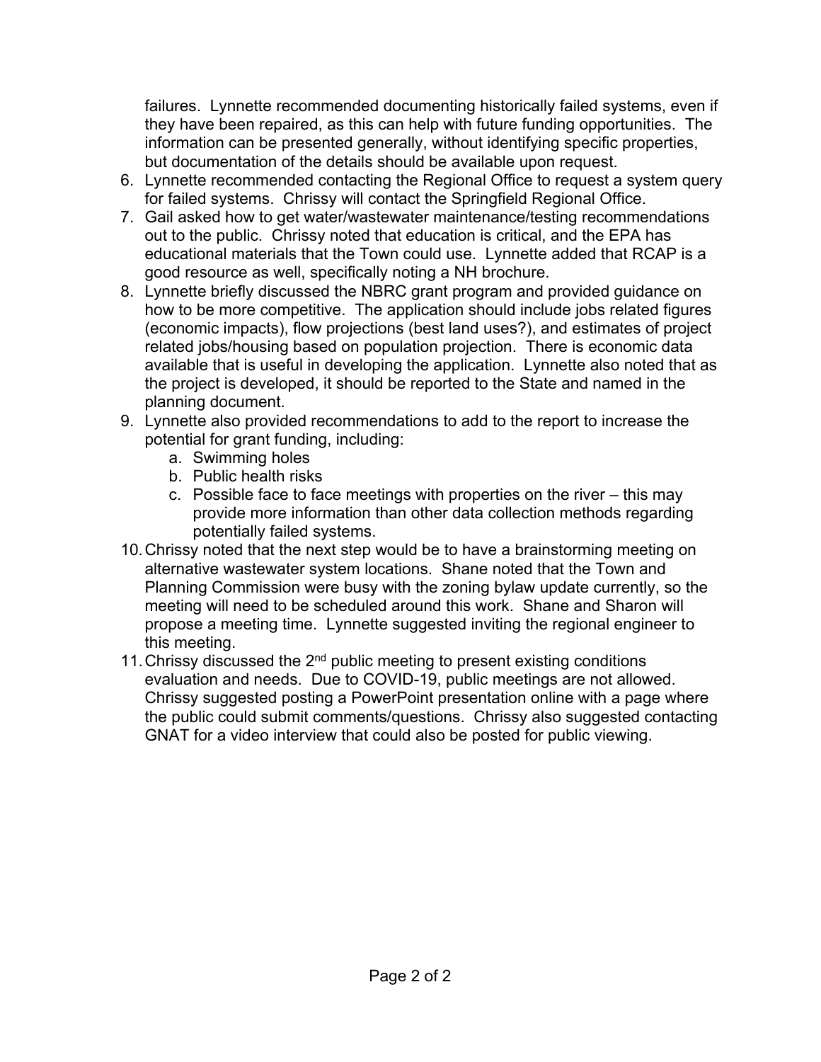failures. Lynnette recommended documenting historically failed systems, even if they have been repaired, as this can help with future funding opportunities. The information can be presented generally, without identifying specific properties, but documentation of the details should be available upon request.

6. Lynnette recommended contacting the Regional Office to request a system query for failed systems. Chrissy will contact the Springfield Regional Office.
7. Gail asked how to get water/wastewater maintenance/testing recommendations out to the public. Chrissy noted that education is critical, and the EPA has educational materials that the Town could use. Lynnette added that RCAP is a good resource as well, specifically noting a NH brochure.
8. Lynnette briefly discussed the NBRC grant program and provided guidance on how to be more competitive. The application should include jobs related figures (economic impacts), flow projections (best land uses?), and estimates of project related jobs/housing based on population projection. There is economic data available that is useful in developing the application. Lynnette also noted that as the project is developed, it should be reported to the State and named in the planning document.
9. Lynnette also provided recommendations to add to the report to increase the potential for grant funding, including:
    a. Swimming holes
    b. Public health risks
    c. Possible face to face meetings with properties on the river – this may provide more information than other data collection methods regarding potentially failed systems.
10. Chrissy noted that the next step would be to have a brainstorming meeting on alternative wastewater system locations. Shane noted that the Town and Planning Commission were busy with the zoning bylaw update currently, so the meeting will need to be scheduled around this work. Shane and Sharon will propose a meeting time. Lynnette suggested inviting the regional engineer to this meeting.
11. Chrissy discussed the 2nd public meeting to present existing conditions evaluation and needs. Due to COVID-19, public meetings are not allowed. Chrissy suggested posting a PowerPoint presentation online with a page where the public could submit comments/questions. Chrissy also suggested contacting GNAT for a video interview that could also be posted for public viewing.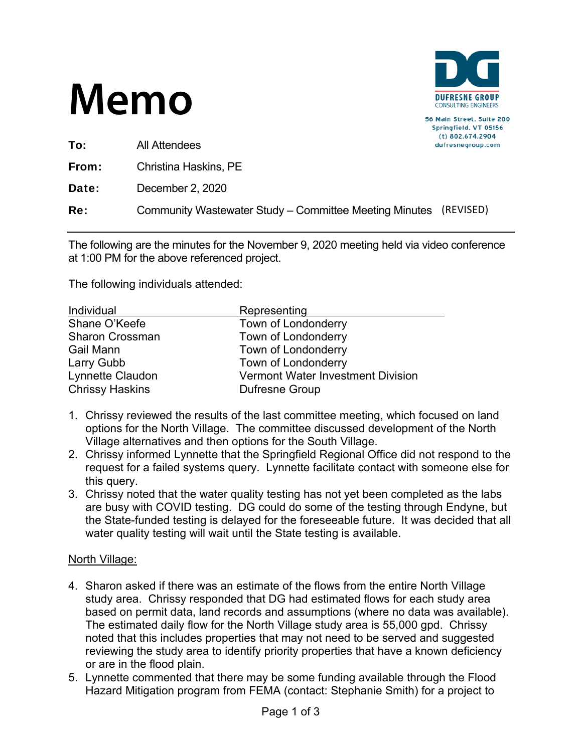# Memo

**DUFRESNE GROUP**
CONSULTING ENGINEERS

56 Main Street, Suite 200
Springfield, VT 05156
(t) 802.674.2904
dufresnegroup.com

**To:** All Attendees

**From:** Christina Haskins, PE

**Date:** December 2, 2020

**Re:** Community Wastewater Study – Committee Meeting Minutes (REVISED)

---

The following are the minutes for the November 9, 2020 meeting held via video conference at 1:00 PM for the above referenced project.

The following individuals attended:

| Individual | Representing |
|---|---|
| Shane O'Keefe | Town of Londonderry |
| Sharon Crossman | Town of Londonderry |
| Gail Mann | Town of Londonderry |
| Larry Gubb | Town of Londonderry |
| Lynnette Claudon | Vermont Water Investment Division |
| Chrissy Haskins | Dufresne Group |

1. Chrissy reviewed the results of the last committee meeting, which focused on land options for the North Village. The committee discussed development of the North Village alternatives and then options for the South Village.
2. Chrissy informed Lynnette that the Springfield Regional Office did not respond to the request for a failed systems query. Lynnette facilitate contact with someone else for this query.
3. Chrissy noted that the water quality testing has not yet been completed as the labs are busy with COVID testing. DG could do some of the testing through Endyne, but the State-funded testing is delayed for the foreseeable future. It was decided that all water quality testing will wait until the State testing is available.

<u>North Village:</u>

4. Sharon asked if there was an estimate of the flows from the entire North Village study area. Chrissy responded that DG had estimated flows for each study area based on permit data, land records and assumptions (where no data was available). The estimated daily flow for the North Village study area is 55,000 gpd. Chrissy noted that this includes properties that may not need to be served and suggested reviewing the study area to identify priority properties that have a known deficiency or are in the flood plain.
5. Lynnette commented that there may be some funding available through the Flood Hazard Mitigation program from FEMA (contact: Stephanie Smith) for a project to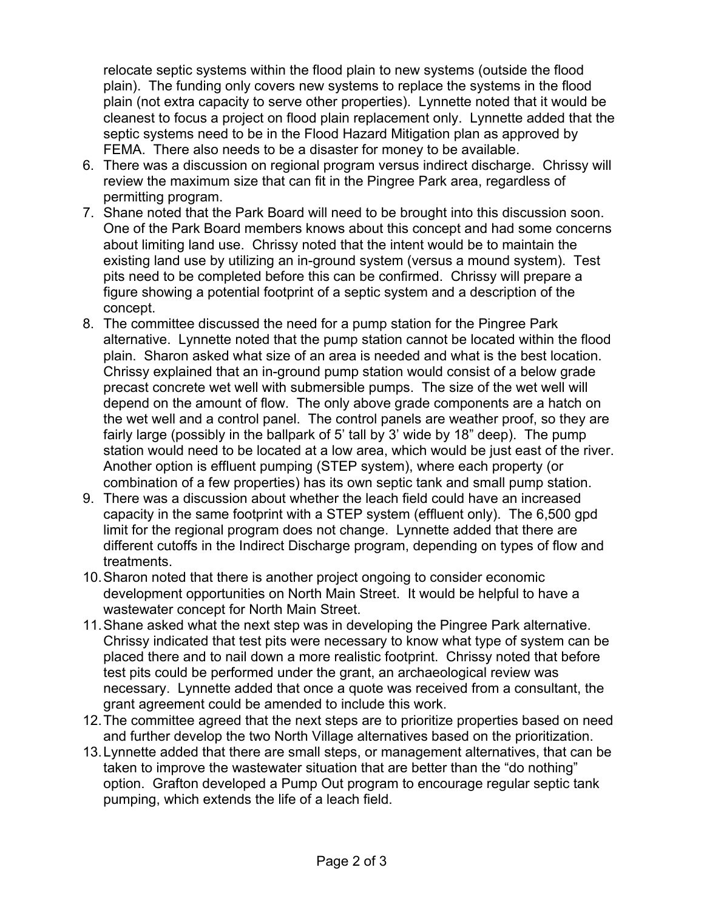relocate septic systems within the flood plain to new systems (outside the flood plain). The funding only covers new systems to replace the systems in the flood plain (not extra capacity to serve other properties). Lynnette noted that it would be cleanest to focus a project on flood plain replacement only. Lynnette added that the septic systems need to be in the Flood Hazard Mitigation plan as approved by FEMA. There also needs to be a disaster for money to be available.

6. There was a discussion on regional program versus indirect discharge. Chrissy will review the maximum size that can fit in the Pingree Park area, regardless of permitting program.
7. Shane noted that the Park Board will need to be brought into this discussion soon. One of the Park Board members knows about this concept and had some concerns about limiting land use. Chrissy noted that the intent would be to maintain the existing land use by utilizing an in-ground system (versus a mound system). Test pits need to be completed before this can be confirmed. Chrissy will prepare a figure showing a potential footprint of a septic system and a description of the concept.
8. The committee discussed the need for a pump station for the Pingree Park alternative. Lynnette noted that the pump station cannot be located within the flood plain. Sharon asked what size of an area is needed and what is the best location. Chrissy explained that an in-ground pump station would consist of a below grade precast concrete wet well with submersible pumps. The size of the wet well will depend on the amount of flow. The only above grade components are a hatch on the wet well and a control panel. The control panels are weather proof, so they are fairly large (possibly in the ballpark of 5' tall by 3' wide by 18" deep). The pump station would need to be located at a low area, which would be just east of the river. Another option is effluent pumping (STEP system), where each property (or combination of a few properties) has its own septic tank and small pump station.
9. There was a discussion about whether the leach field could have an increased capacity in the same footprint with a STEP system (effluent only). The 6,500 gpd limit for the regional program does not change. Lynnette added that there are different cutoffs in the Indirect Discharge program, depending on types of flow and treatments.
10. Sharon noted that there is another project ongoing to consider economic development opportunities on North Main Street. It would be helpful to have a wastewater concept for North Main Street.
11. Shane asked what the next step was in developing the Pingree Park alternative. Chrissy indicated that test pits were necessary to know what type of system can be placed there and to nail down a more realistic footprint. Chrissy noted that before test pits could be performed under the grant, an archaeological review was necessary. Lynnette added that once a quote was received from a consultant, the grant agreement could be amended to include this work.
12. The committee agreed that the next steps are to prioritize properties based on need and further develop the two North Village alternatives based on the prioritization.
13. Lynnette added that there are small steps, or management alternatives, that can be taken to improve the wastewater situation that are better than the "do nothing" option. Grafton developed a Pump Out program to encourage regular septic tank pumping, which extends the life of a leach field.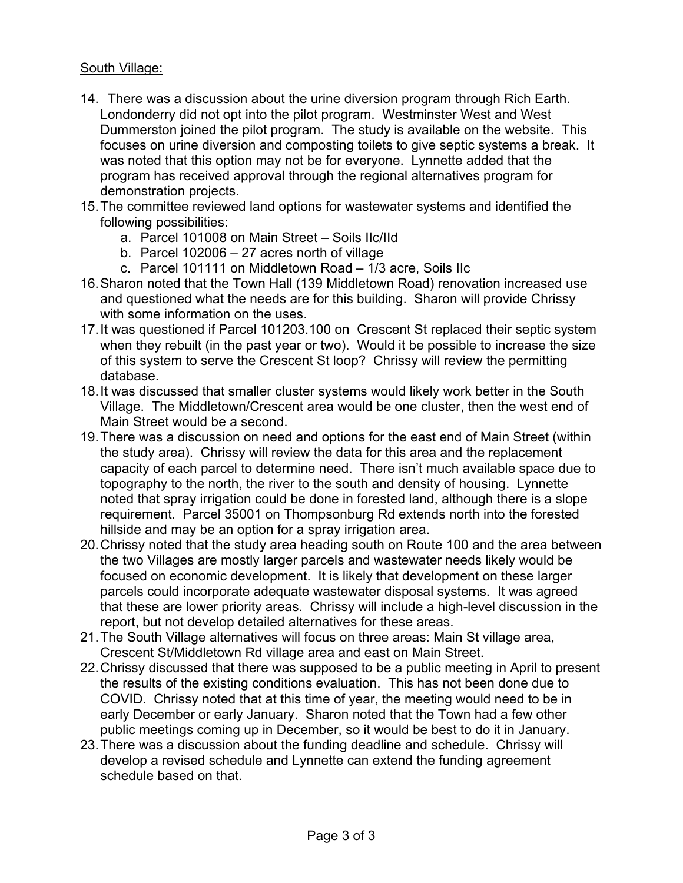South Village:

14. There was a discussion about the urine diversion program through Rich Earth. Londonderry did not opt into the pilot program. Westminster West and West Dummerston joined the pilot program. The study is available on the website. This focuses on urine diversion and composting toilets to give septic systems a break. It was noted that this option may not be for everyone. Lynnette added that the program has received approval through the regional alternatives program for demonstration projects.
15. The committee reviewed land options for wastewater systems and identified the following possibilities:
    a. Parcel 101008 on Main Street – Soils IIc/IId
    b. Parcel 102006 – 27 acres north of village
    c. Parcel 101111 on Middletown Road – 1/3 acre, Soils IIc
16. Sharon noted that the Town Hall (139 Middletown Road) renovation increased use and questioned what the needs are for this building. Sharon will provide Chrissy with some information on the uses.
17. It was questioned if Parcel 101203.100 on Crescent St replaced their septic system when they rebuilt (in the past year or two). Would it be possible to increase the size of this system to serve the Crescent St loop? Chrissy will review the permitting database.
18. It was discussed that smaller cluster systems would likely work better in the South Village. The Middletown/Crescent area would be one cluster, then the west end of Main Street would be a second.
19. There was a discussion on need and options for the east end of Main Street (within the study area). Chrissy will review the data for this area and the replacement capacity of each parcel to determine need. There isn't much available space due to topography to the north, the river to the south and density of housing. Lynnette noted that spray irrigation could be done in forested land, although there is a slope requirement. Parcel 35001 on Thompsonburg Rd extends north into the forested hillside and may be an option for a spray irrigation area.
20. Chrissy noted that the study area heading south on Route 100 and the area between the two Villages are mostly larger parcels and wastewater needs likely would be focused on economic development. It is likely that development on these larger parcels could incorporate adequate wastewater disposal systems. It was agreed that these are lower priority areas. Chrissy will include a high-level discussion in the report, but not develop detailed alternatives for these areas.
21. The South Village alternatives will focus on three areas: Main St village area, Crescent St/Middletown Rd village area and east on Main Street.
22. Chrissy discussed that there was supposed to be a public meeting in April to present the results of the existing conditions evaluation. This has not been done due to COVID. Chrissy noted that at this time of year, the meeting would need to be in early December or early January. Sharon noted that the Town had a few other public meetings coming up in December, so it would be best to do it in January.
23. There was a discussion about the funding deadline and schedule. Chrissy will develop a revised schedule and Lynnette can extend the funding agreement schedule based on that.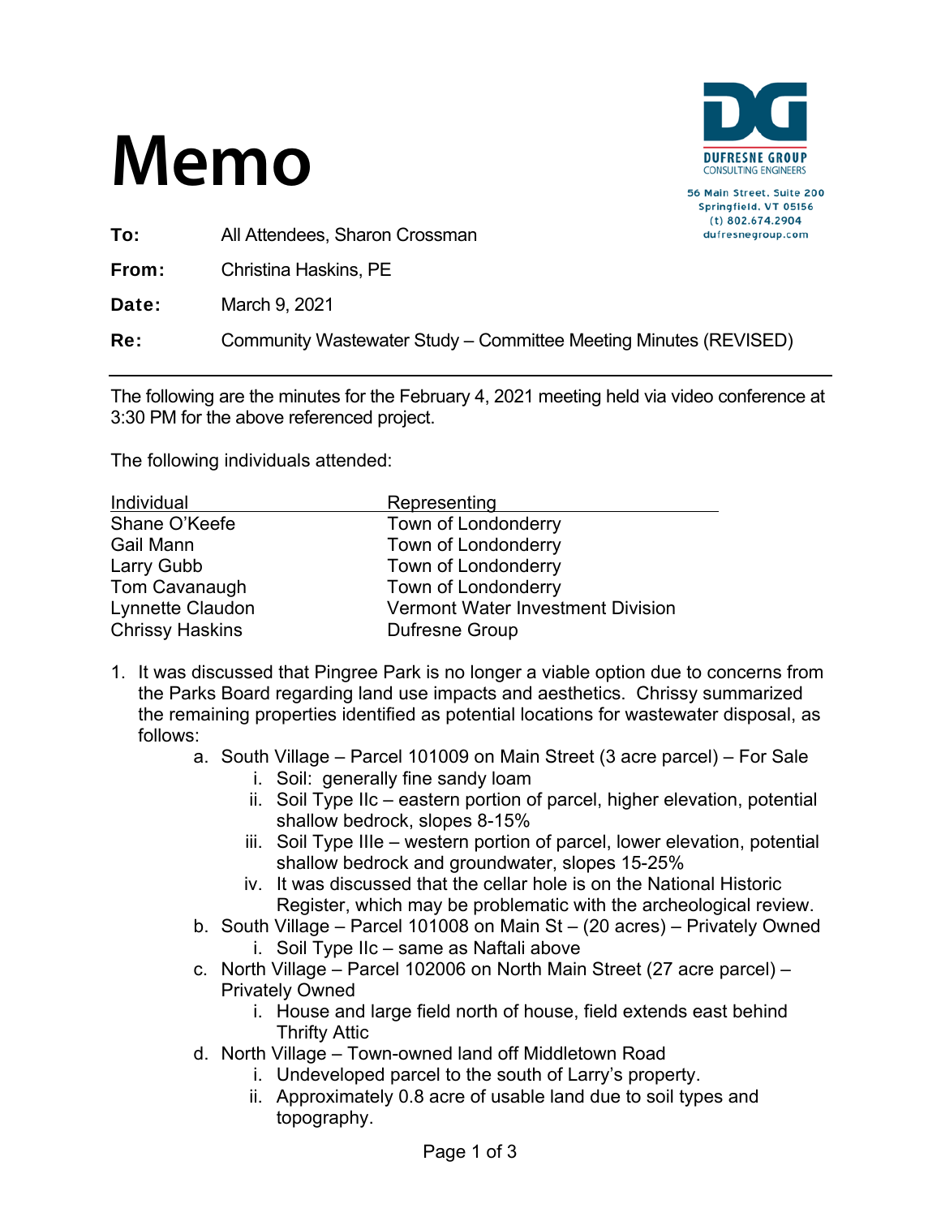# Memo

DUFRESNE GROUP
CONSULTING ENGINEERS

56 Main Street, Suite 200
Springfield, VT 05156
(t) 802.674.2904
dufresnegroup.com

**To:** All Attendees, Sharon Crossman

**From:** Christina Haskins, PE

**Date:** March 9, 2021

**Re:** Community Wastewater Study – Committee Meeting Minutes (REVISED)

---

The following are the minutes for the February 4, 2021 meeting held via video conference at 3:30 PM for the above referenced project.

The following individuals attended:

| Individual | Representing |
|---|---|
| Shane O'Keefe | Town of Londonderry |
| Gail Mann | Town of Londonderry |
| Larry Gubb | Town of Londonderry |
| Tom Cavanaugh | Town of Londonderry |
| Lynnette Claudon | Vermont Water Investment Division |
| Chrissy Haskins | Dufresne Group |

1. It was discussed that Pingree Park is no longer a viable option due to concerns from the Parks Board regarding land use impacts and aesthetics. Chrissy summarized the remaining properties identified as potential locations for wastewater disposal, as follows:
    a. South Village – Parcel 101009 on Main Street (3 acre parcel) – For Sale
        i. Soil: generally fine sandy loam
        ii. Soil Type IIc – eastern portion of parcel, higher elevation, potential shallow bedrock, slopes 8-15%
        iii. Soil Type IIIe – western portion of parcel, lower elevation, potential shallow bedrock and groundwater, slopes 15-25%
        iv. It was discussed that the cellar hole is on the National Historic Register, which may be problematic with the archeological review.
    b. South Village – Parcel 101008 on Main St – (20 acres) – Privately Owned
        i. Soil Type IIc – same as Naftali above
    c. North Village – Parcel 102006 on North Main Street (27 acre parcel) – Privately Owned
        i. House and large field north of house, field extends east behind Thrifty Attic
    d. North Village – Town-owned land off Middletown Road
        i. Undeveloped parcel to the south of Larry's property.
        ii. Approximately 0.8 acre of usable land due to soil types and topography.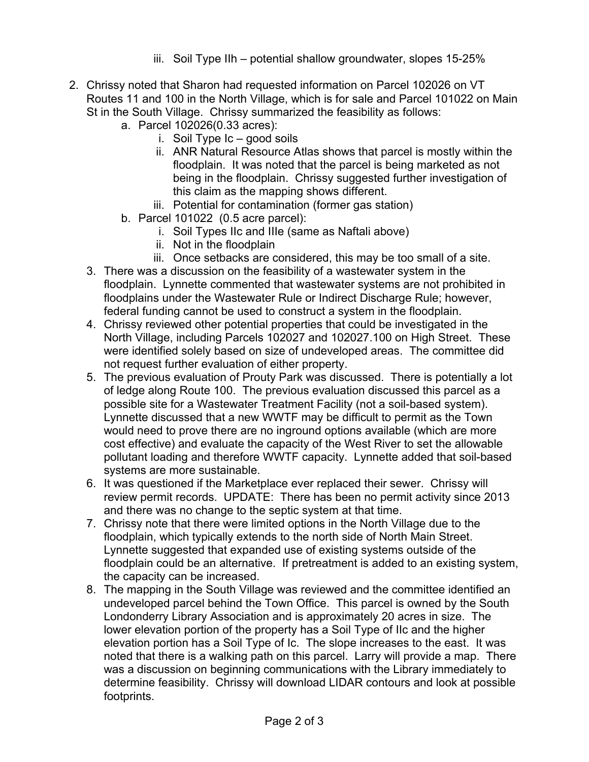iii. Soil Type IIh – potential shallow groundwater, slopes 15-25%

2. Chrissy noted that Sharon had requested information on Parcel 102026 on VT Routes 11 and 100 in the North Village, which is for sale and Parcel 101022 on Main St in the South Village. Chrissy summarized the feasibility as follows:
   a. Parcel 102026(0.33 acres):
      i. Soil Type Ic – good soils
      ii. ANR Natural Resource Atlas shows that parcel is mostly within the floodplain. It was noted that the parcel is being marketed as not being in the floodplain. Chrissy suggested further investigation of this claim as the mapping shows different.
      iii. Potential for contamination (former gas station)
   b. Parcel 101022 (0.5 acre parcel):
      i. Soil Types IIc and IIIe (same as Naftali above)
      ii. Not in the floodplain
      iii. Once setbacks are considered, this may be too small of a site.
3. There was a discussion on the feasibility of a wastewater system in the floodplain. Lynnette commented that wastewater systems are not prohibited in floodplains under the Wastewater Rule or Indirect Discharge Rule; however, federal funding cannot be used to construct a system in the floodplain.
4. Chrissy reviewed other potential properties that could be investigated in the North Village, including Parcels 102027 and 102027.100 on High Street. These were identified solely based on size of undeveloped areas. The committee did not request further evaluation of either property.
5. The previous evaluation of Prouty Park was discussed. There is potentially a lot of ledge along Route 100. The previous evaluation discussed this parcel as a possible site for a Wastewater Treatment Facility (not a soil-based system). Lynnette discussed that a new WWTF may be difficult to permit as the Town would need to prove there are no inground options available (which are more cost effective) and evaluate the capacity of the West River to set the allowable pollutant loading and therefore WWTF capacity. Lynnette added that soil-based systems are more sustainable.
6. It was questioned if the Marketplace ever replaced their sewer. Chrissy will review permit records. UPDATE: There has been no permit activity since 2013 and there was no change to the septic system at that time.
7. Chrissy note that there were limited options in the North Village due to the floodplain, which typically extends to the north side of North Main Street. Lynnette suggested that expanded use of existing systems outside of the floodplain could be an alternative. If pretreatment is added to an existing system, the capacity can be increased.
8. The mapping in the South Village was reviewed and the committee identified an undeveloped parcel behind the Town Office. This parcel is owned by the South Londonderry Library Association and is approximately 20 acres in size. The lower elevation portion of the property has a Soil Type of IIc and the higher elevation portion has a Soil Type of Ic. The slope increases to the east. It was noted that there is a walking path on this parcel. Larry will provide a map. There was a discussion on beginning communications with the Library immediately to determine feasibility. Chrissy will download LIDAR contours and look at possible footprints.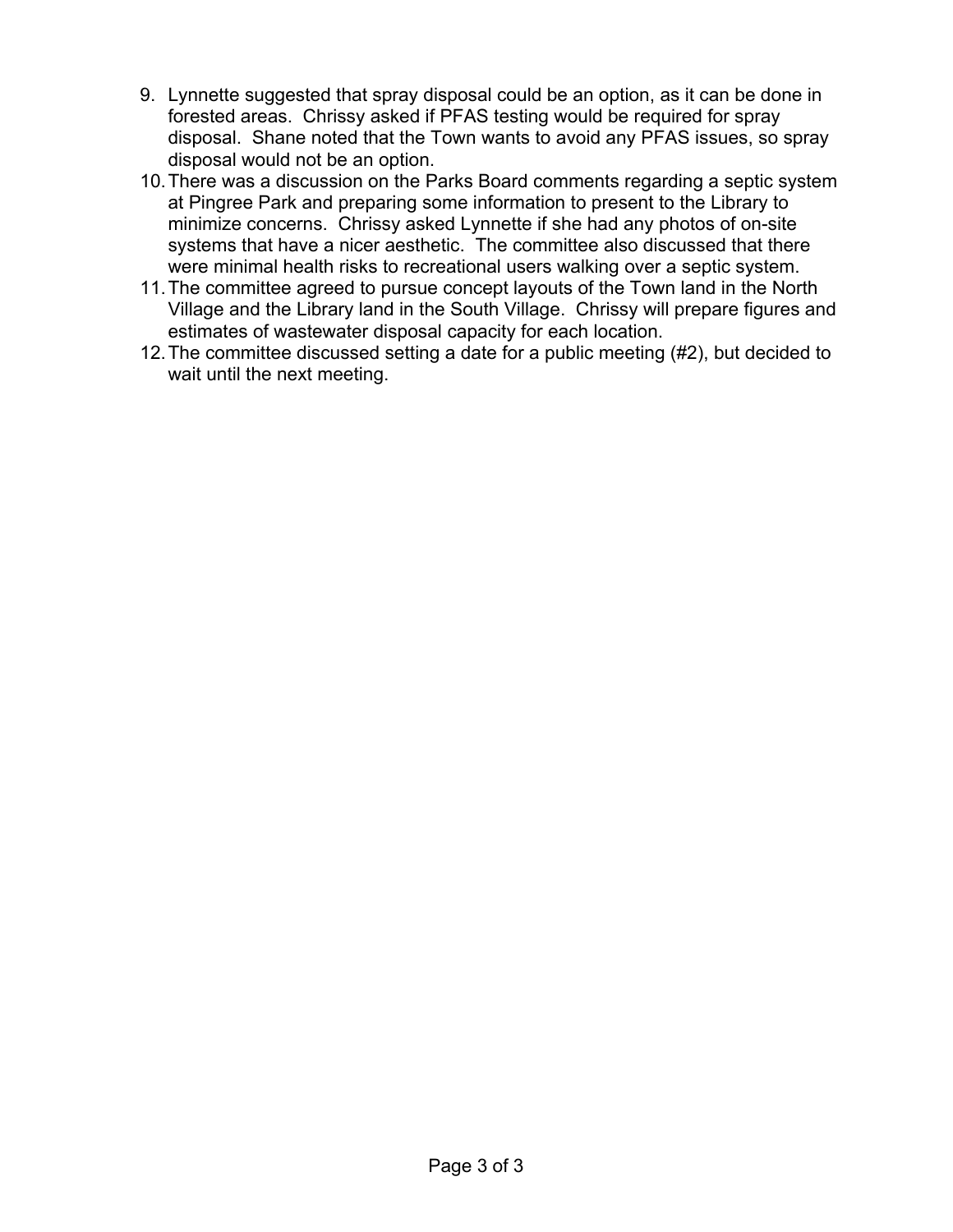9. Lynnette suggested that spray disposal could be an option, as it can be done in forested areas. Chrissy asked if PFAS testing would be required for spray disposal. Shane noted that the Town wants to avoid any PFAS issues, so spray disposal would not be an option.
10. There was a discussion on the Parks Board comments regarding a septic system at Pingree Park and preparing some information to present to the Library to minimize concerns. Chrissy asked Lynnette if she had any photos of on-site systems that have a nicer aesthetic. The committee also discussed that there were minimal health risks to recreational users walking over a septic system.
11. The committee agreed to pursue concept layouts of the Town land in the North Village and the Library land in the South Village. Chrissy will prepare figures and estimates of wastewater disposal capacity for each location.
12. The committee discussed setting a date for a public meeting (#2), but decided to wait until the next meeting.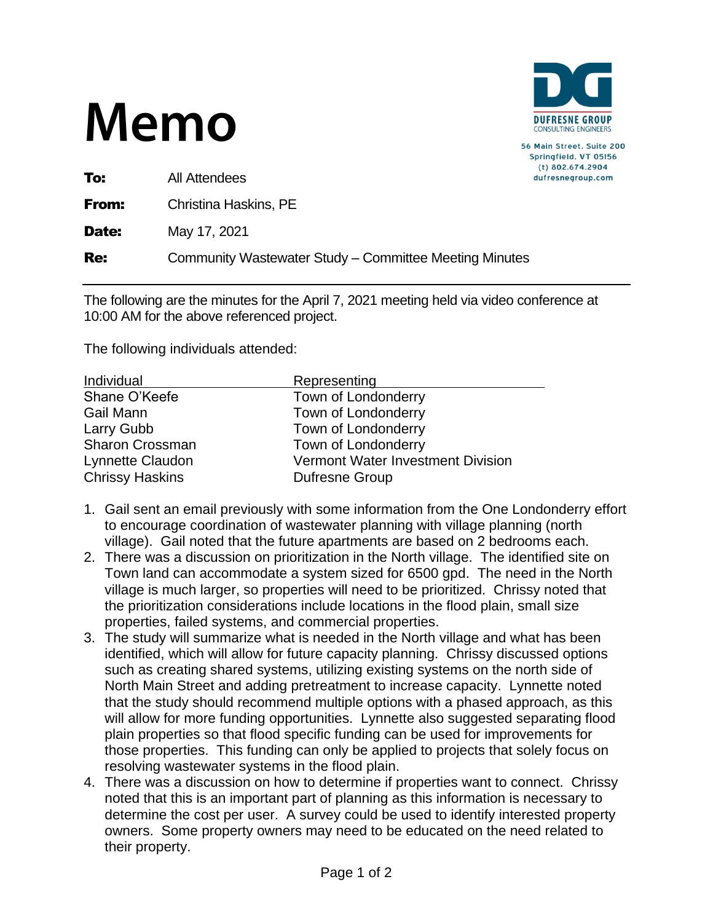# Memo

DUFRESNE GROUP
CONSULTING ENGINEERS

56 Main Street, Suite 200
Springfield, VT 05156
(t) 802.674.2904
dufresnegroup.com

**To:** All Attendees

**From:** Christina Haskins, PE

**Date:** May 17, 2021

**Re:** Community Wastewater Study – Committee Meeting Minutes

---

The following are the minutes for the April 7, 2021 meeting held via video conference at 10:00 AM for the above referenced project.

The following individuals attended:

| Individual | Representing |
|---|---|
| Shane O'Keefe | Town of Londonderry |
| Gail Mann | Town of Londonderry |
| Larry Gubb | Town of Londonderry |
| Sharon Crossman | Town of Londonderry |
| Lynnette Claudon | Vermont Water Investment Division |
| Chrissy Haskins | Dufresne Group |

1. Gail sent an email previously with some information from the One Londonderry effort to encourage coordination of wastewater planning with village planning (north village). Gail noted that the future apartments are based on 2 bedrooms each.
2. There was a discussion on prioritization in the North village. The identified site on Town land can accommodate a system sized for 6500 gpd. The need in the North village is much larger, so properties will need to be prioritized. Chrissy noted that the prioritization considerations include locations in the flood plain, small size properties, failed systems, and commercial properties.
3. The study will summarize what is needed in the North village and what has been identified, which will allow for future capacity planning. Chrissy discussed options such as creating shared systems, utilizing existing systems on the north side of North Main Street and adding pretreatment to increase capacity. Lynnette noted that the study should recommend multiple options with a phased approach, as this will allow for more funding opportunities. Lynnette also suggested separating flood plain properties so that flood specific funding can be used for improvements for those properties. This funding can only be applied to projects that solely focus on resolving wastewater systems in the flood plain.
4. There was a discussion on how to determine if properties want to connect. Chrissy noted that this is an important part of planning as this information is necessary to determine the cost per user. A survey could be used to identify interested property owners. Some property owners may need to be educated on the need related to their property.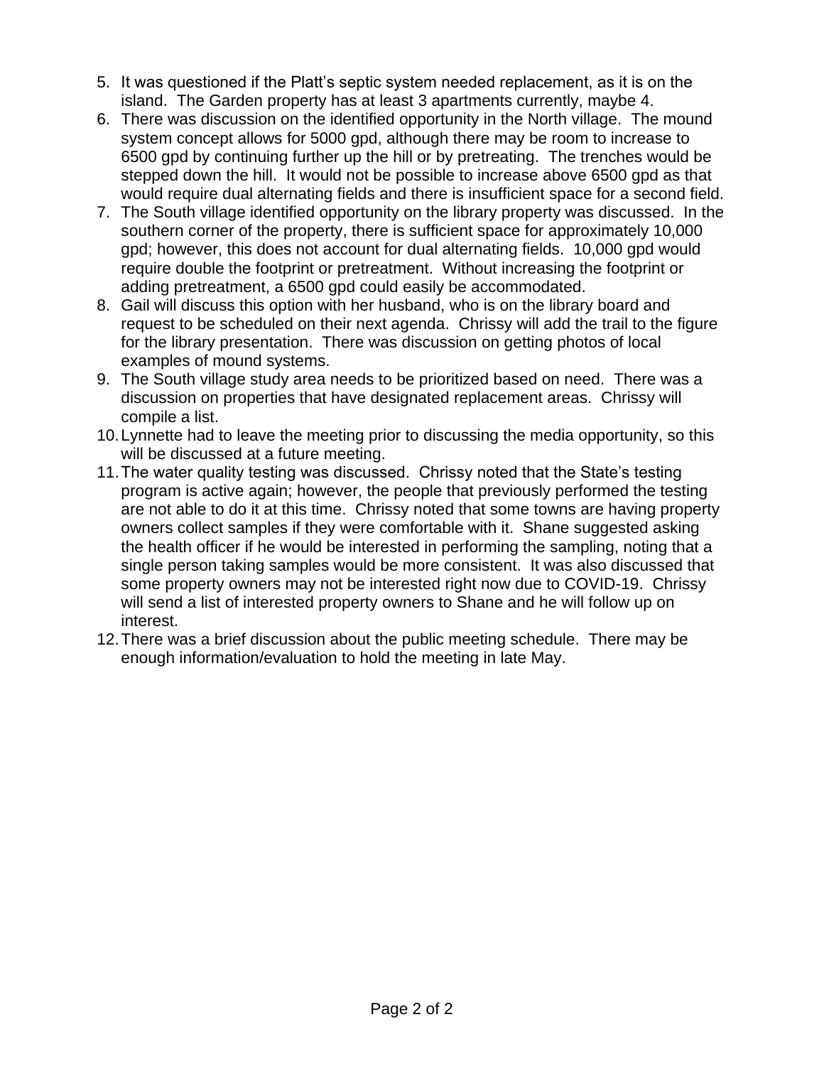5. It was questioned if the Platt's septic system needed replacement, as it is on the island. The Garden property has at least 3 apartments currently, maybe 4.
6. There was discussion on the identified opportunity in the North village. The mound system concept allows for 5000 gpd, although there may be room to increase to 6500 gpd by continuing further up the hill or by pretreating. The trenches would be stepped down the hill. It would not be possible to increase above 6500 gpd as that would require dual alternating fields and there is insufficient space for a second field.
7. The South village identified opportunity on the library property was discussed. In the southern corner of the property, there is sufficient space for approximately 10,000 gpd; however, this does not account for dual alternating fields. 10,000 gpd would require double the footprint or pretreatment. Without increasing the footprint or adding pretreatment, a 6500 gpd could easily be accommodated.
8. Gail will discuss this option with her husband, who is on the library board and request to be scheduled on their next agenda. Chrissy will add the trail to the figure for the library presentation. There was discussion on getting photos of local examples of mound systems.
9. The South village study area needs to be prioritized based on need. There was a discussion on properties that have designated replacement areas. Chrissy will compile a list.
10. Lynnette had to leave the meeting prior to discussing the media opportunity, so this will be discussed at a future meeting.
11. The water quality testing was discussed. Chrissy noted that the State's testing program is active again; however, the people that previously performed the testing are not able to do it at this time. Chrissy noted that some towns are having property owners collect samples if they were comfortable with it. Shane suggested asking the health officer if he would be interested in performing the sampling, noting that a single person taking samples would be more consistent. It was also discussed that some property owners may not be interested right now due to COVID-19. Chrissy will send a list of interested property owners to Shane and he will follow up on interest.
12. There was a brief discussion about the public meeting schedule. There may be enough information/evaluation to hold the meeting in late May.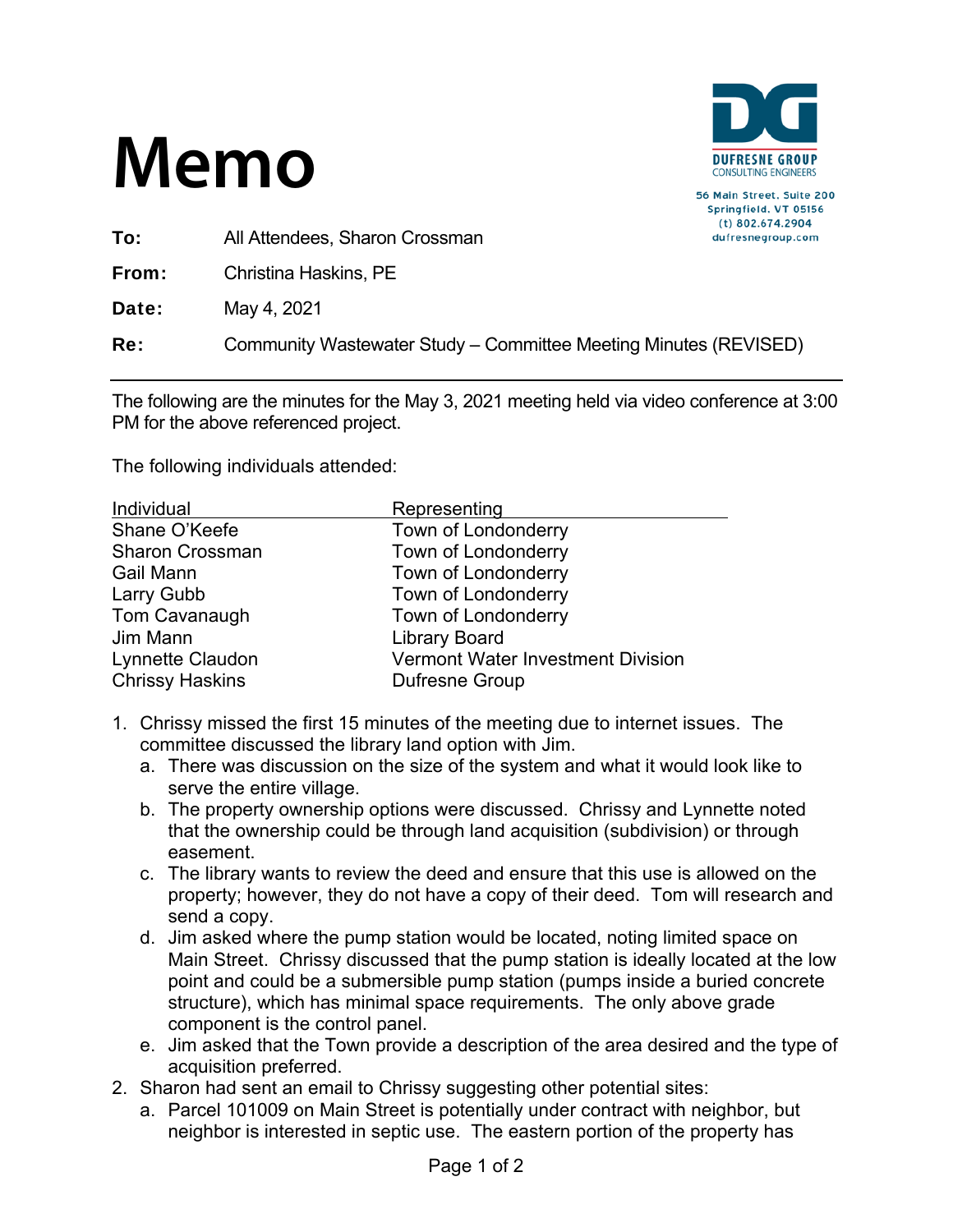# Memo

**DUFRESNE GROUP**
CONSULTING ENGINEERS

56 Main Street, Suite 200
Springfield, VT 05156
(t) 802.674.2904
dufresnegroup.com

**To:** All Attendees, Sharon Crossman

**From:** Christina Haskins, PE

**Date:** May 4, 2021

**Re:** Community Wastewater Study – Committee Meeting Minutes (REVISED)

---

The following are the minutes for the May 3, 2021 meeting held via video conference at 3:00 PM for the above referenced project.

The following individuals attended:

| Individual | Representing |
|---|---|
| Shane O'Keefe | Town of Londonderry |
| Sharon Crossman | Town of Londonderry |
| Gail Mann | Town of Londonderry |
| Larry Gubb | Town of Londonderry |
| Tom Cavanaugh | Town of Londonderry |
| Jim Mann | Library Board |
| Lynnette Claudon | Vermont Water Investment Division |
| Chrissy Haskins | Dufresne Group |

1. Chrissy missed the first 15 minutes of the meeting due to internet issues. The committee discussed the library land option with Jim.
   a. There was discussion on the size of the system and what it would look like to serve the entire village.
   b. The property ownership options were discussed. Chrissy and Lynnette noted that the ownership could be through land acquisition (subdivision) or through easement.
   c. The library wants to review the deed and ensure that this use is allowed on the property; however, they do not have a copy of their deed. Tom will research and send a copy.
   d. Jim asked where the pump station would be located, noting limited space on Main Street. Chrissy discussed that the pump station is ideally located at the low point and could be a submersible pump station (pumps inside a buried concrete structure), which has minimal space requirements. The only above grade component is the control panel.
   e. Jim asked that the Town provide a description of the area desired and the type of acquisition preferred.
2. Sharon had sent an email to Chrissy suggesting other potential sites:
   a. Parcel 101009 on Main Street is potentially under contract with neighbor, but neighbor is interested in septic use. The eastern portion of the property has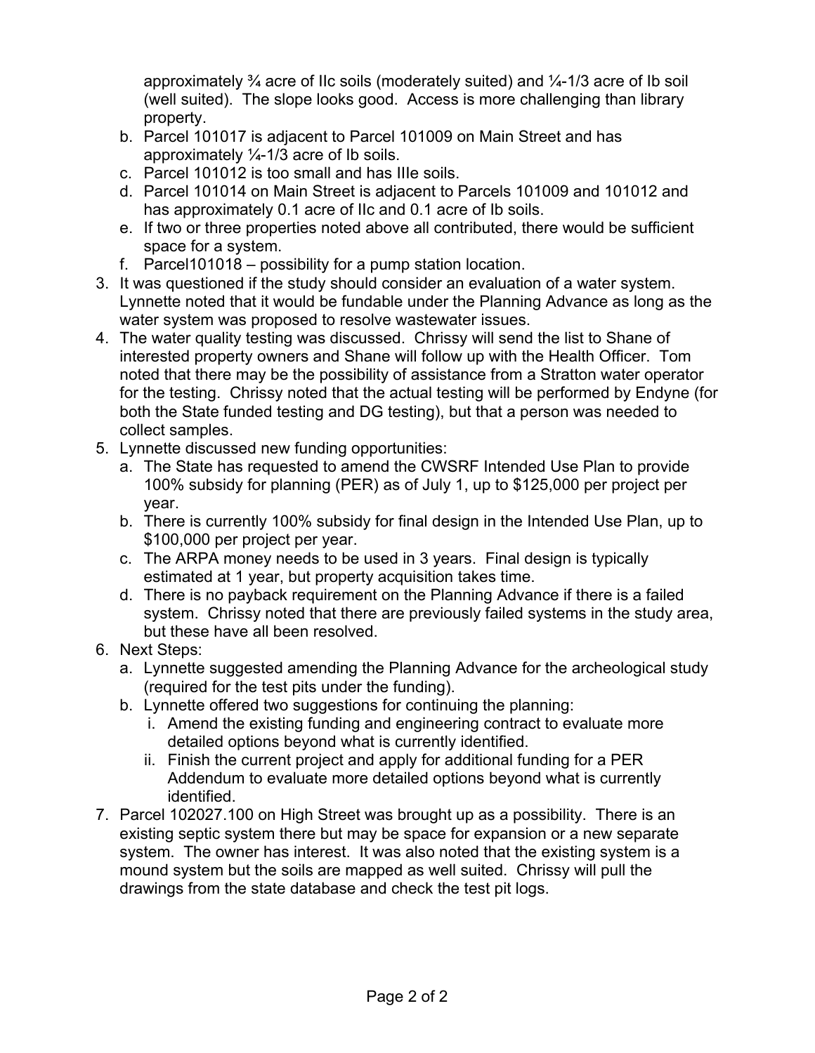approximately ¾ acre of IIc soils (moderately suited) and ¼-1/3 acre of Ib soil (well suited). The slope looks good. Access is more challenging than library property.

   b. Parcel 101017 is adjacent to Parcel 101009 on Main Street and has approximately ¼-1/3 acre of Ib soils.
   c. Parcel 101012 is too small and has IIIe soils.
   d. Parcel 101014 on Main Street is adjacent to Parcels 101009 and 101012 and has approximately 0.1 acre of IIc and 0.1 acre of Ib soils.
   e. If two or three properties noted above all contributed, there would be sufficient space for a system.
   f. Parcel101018 – possibility for a pump station location.

3. It was questioned if the study should consider an evaluation of a water system. Lynnette noted that it would be fundable under the Planning Advance as long as the water system was proposed to resolve wastewater issues.
4. The water quality testing was discussed. Chrissy will send the list to Shane of interested property owners and Shane will follow up with the Health Officer. Tom noted that there may be the possibility of assistance from a Stratton water operator for the testing. Chrissy noted that the actual testing will be performed by Endyne (for both the State funded testing and DG testing), but that a person was needed to collect samples.
5. Lynnette discussed new funding opportunities:
   a. The State has requested to amend the CWSRF Intended Use Plan to provide 100% subsidy for planning (PER) as of July 1, up to $125,000 per project per year.
   b. There is currently 100% subsidy for final design in the Intended Use Plan, up to $100,000 per project per year.
   c. The ARPA money needs to be used in 3 years. Final design is typically estimated at 1 year, but property acquisition takes time.
   d. There is no payback requirement on the Planning Advance if there is a failed system. Chrissy noted that there are previously failed systems in the study area, but these have all been resolved.
6. Next Steps:
   a. Lynnette suggested amending the Planning Advance for the archeological study (required for the test pits under the funding).
   b. Lynnette offered two suggestions for continuing the planning:
      i. Amend the existing funding and engineering contract to evaluate more detailed options beyond what is currently identified.
      ii. Finish the current project and apply for additional funding for a PER Addendum to evaluate more detailed options beyond what is currently identified.
7. Parcel 102027.100 on High Street was brought up as a possibility. There is an existing septic system there but may be space for expansion or a new separate system. The owner has interest. It was also noted that the existing system is a mound system but the soils are mapped as well suited. Chrissy will pull the drawings from the state database and check the test pit logs.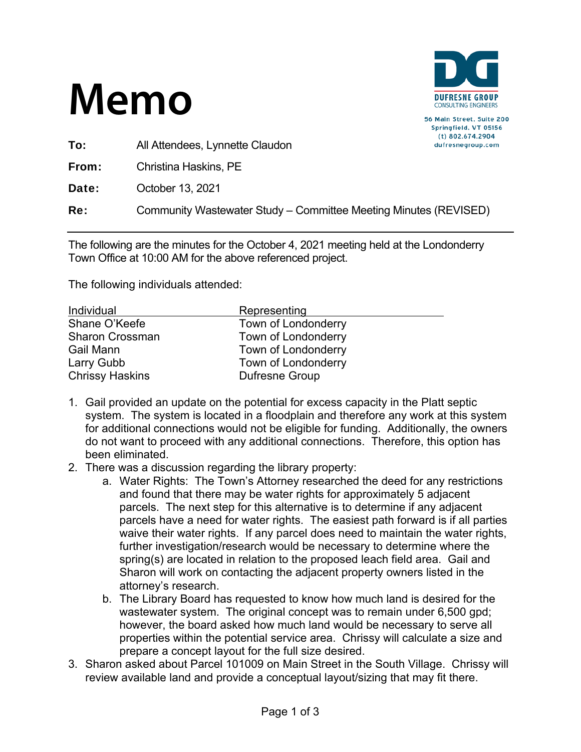# Memo

DUFRESNE GROUP
CONSULTING ENGINEERS

56 Main Street, Suite 200
Springfield, VT 05156
(t) 802.674.2904
dufresnegroup.com

**To:** All Attendees, Lynnette Claudon

**From:** Christina Haskins, PE

**Date:** October 13, 2021

**Re:** Community Wastewater Study – Committee Meeting Minutes (REVISED)

---

The following are the minutes for the October 4, 2021 meeting held at the Londonderry Town Office at 10:00 AM for the above referenced project.

The following individuals attended:

| Individual | Representing |
|---|---|
| Shane O'Keefe | Town of Londonderry |
| Sharon Crossman | Town of Londonderry |
| Gail Mann | Town of Londonderry |
| Larry Gubb | Town of Londonderry |
| Chrissy Haskins | Dufresne Group |

1. Gail provided an update on the potential for excess capacity in the Platt septic system. The system is located in a floodplain and therefore any work at this system for additional connections would not be eligible for funding. Additionally, the owners do not want to proceed with any additional connections. Therefore, this option has been eliminated.
2. There was a discussion regarding the library property:
    a. Water Rights: The Town's Attorney researched the deed for any restrictions and found that there may be water rights for approximately 5 adjacent parcels. The next step for this alternative is to determine if any adjacent parcels have a need for water rights. The easiest path forward is if all parties waive their water rights. If any parcel does need to maintain the water rights, further investigation/research would be necessary to determine where the spring(s) are located in relation to the proposed leach field area. Gail and Sharon will work on contacting the adjacent property owners listed in the attorney's research.
    b. The Library Board has requested to know how much land is desired for the wastewater system. The original concept was to remain under 6,500 gpd; however, the board asked how much land would be necessary to serve all properties within the potential service area. Chrissy will calculate a size and prepare a concept layout for the full size desired.
3. Sharon asked about Parcel 101009 on Main Street in the South Village. Chrissy will review available land and provide a conceptual layout/sizing that may fit there.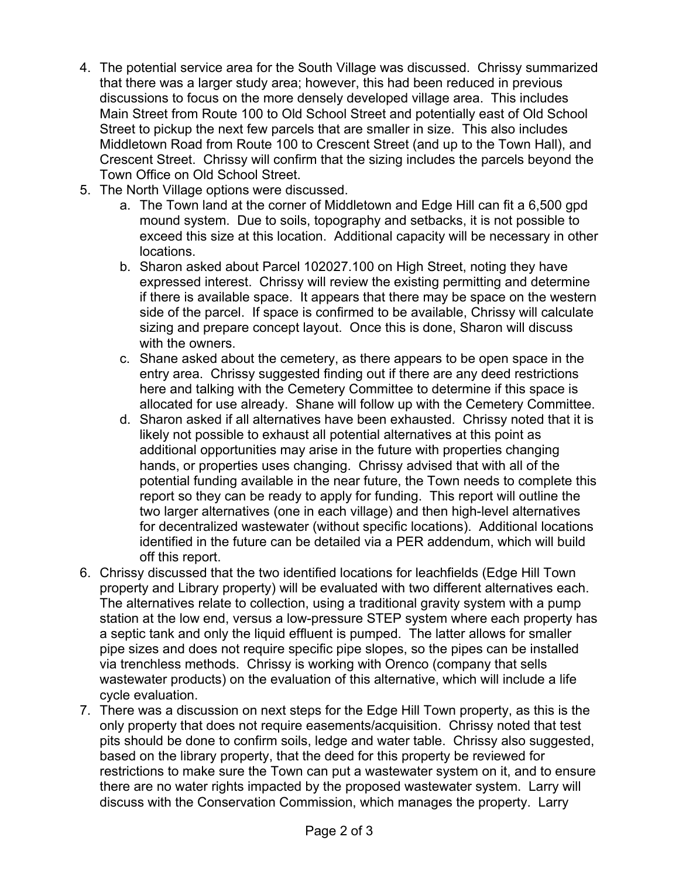4. The potential service area for the South Village was discussed. Chrissy summarized that there was a larger study area; however, this had been reduced in previous discussions to focus on the more densely developed village area. This includes Main Street from Route 100 to Old School Street and potentially east of Old School Street to pickup the next few parcels that are smaller in size. This also includes Middletown Road from Route 100 to Crescent Street (and up to the Town Hall), and Crescent Street. Chrissy will confirm that the sizing includes the parcels beyond the Town Office on Old School Street.
5. The North Village options were discussed.
   a. The Town land at the corner of Middletown and Edge Hill can fit a 6,500 gpd mound system. Due to soils, topography and setbacks, it is not possible to exceed this size at this location. Additional capacity will be necessary in other locations.
   b. Sharon asked about Parcel 102027.100 on High Street, noting they have expressed interest. Chrissy will review the existing permitting and determine if there is available space. It appears that there may be space on the western side of the parcel. If space is confirmed to be available, Chrissy will calculate sizing and prepare concept layout. Once this is done, Sharon will discuss with the owners.
   c. Shane asked about the cemetery, as there appears to be open space in the entry area. Chrissy suggested finding out if there are any deed restrictions here and talking with the Cemetery Committee to determine if this space is allocated for use already. Shane will follow up with the Cemetery Committee.
   d. Sharon asked if all alternatives have been exhausted. Chrissy noted that it is likely not possible to exhaust all potential alternatives at this point as additional opportunities may arise in the future with properties changing hands, or properties uses changing. Chrissy advised that with all of the potential funding available in the near future, the Town needs to complete this report so they can be ready to apply for funding. This report will outline the two larger alternatives (one in each village) and then high-level alternatives for decentralized wastewater (without specific locations). Additional locations identified in the future can be detailed via a PER addendum, which will build off this report.
6. Chrissy discussed that the two identified locations for leachfields (Edge Hill Town property and Library property) will be evaluated with two different alternatives each. The alternatives relate to collection, using a traditional gravity system with a pump station at the low end, versus a low-pressure STEP system where each property has a septic tank and only the liquid effluent is pumped. The latter allows for smaller pipe sizes and does not require specific pipe slopes, so the pipes can be installed via trenchless methods. Chrissy is working with Orenco (company that sells wastewater products) on the evaluation of this alternative, which will include a life cycle evaluation.
7. There was a discussion on next steps for the Edge Hill Town property, as this is the only property that does not require easements/acquisition. Chrissy noted that test pits should be done to confirm soils, ledge and water table. Chrissy also suggested, based on the library property, that the deed for this property be reviewed for restrictions to make sure the Town can put a wastewater system on it, and to ensure there are no water rights impacted by the proposed wastewater system. Larry will discuss with the Conservation Commission, which manages the property. Larry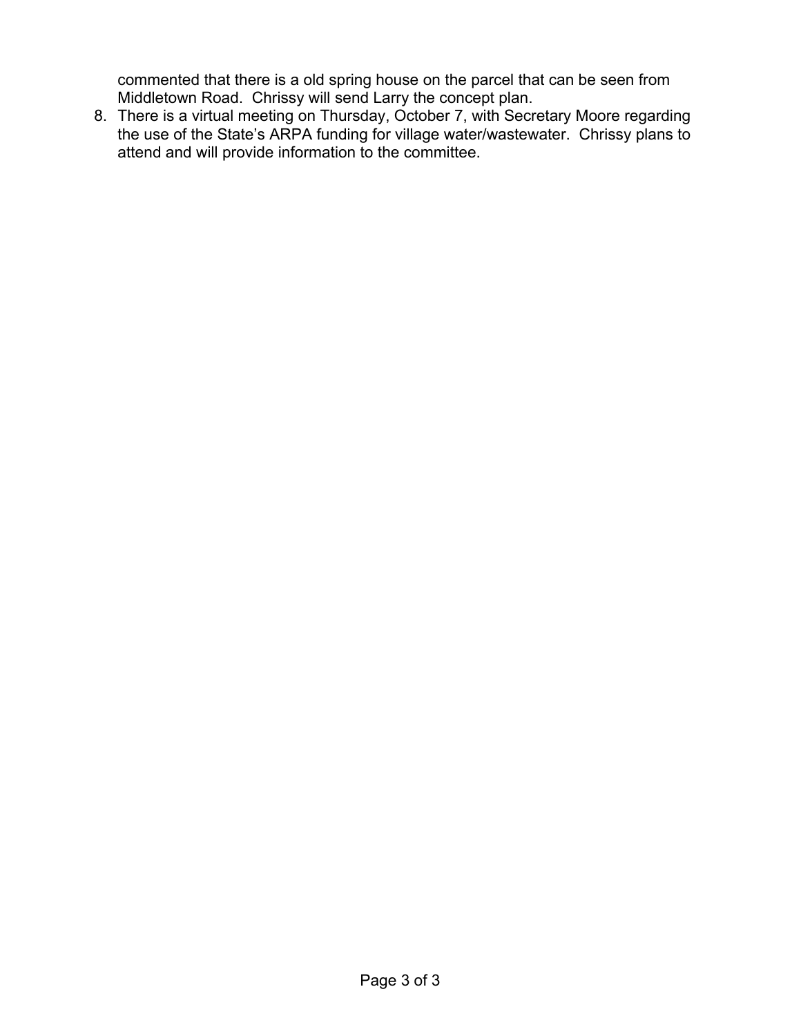commented that there is a old spring house on the parcel that can be seen from Middletown Road. Chrissy will send Larry the concept plan.

8. There is a virtual meeting on Thursday, October 7, with Secretary Moore regarding the use of the State's ARPA funding for village water/wastewater. Chrissy plans to attend and will provide information to the committee.